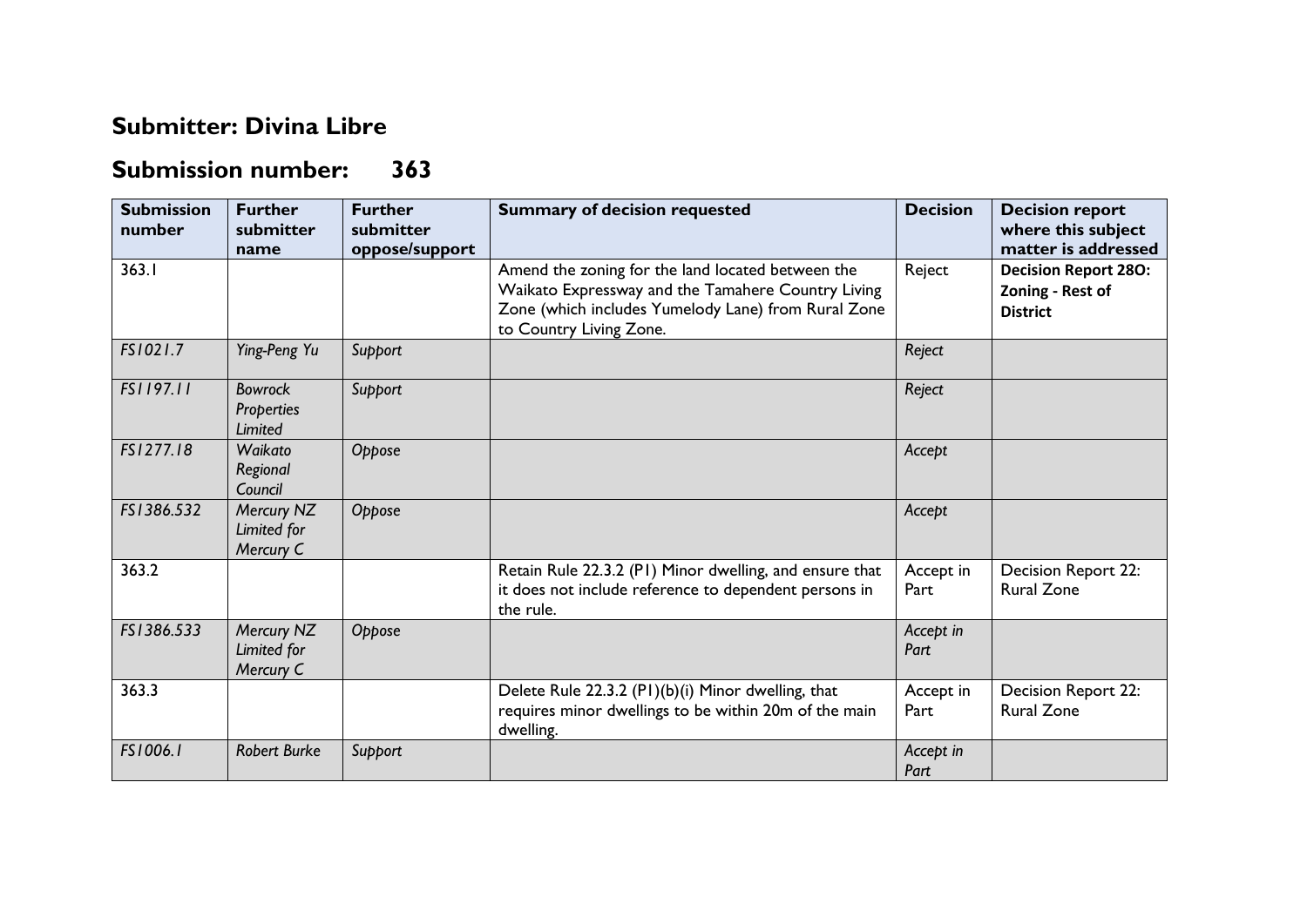## Submitter: Divina Libre

## Submission number: 363

| Submission number | Further submitter name | Further submitter oppose/support | Summary of decision requested | Decision | Decision report where this subject matter is addressed |
|---|---|---|---|---|---|
| 363.1 | | | Amend the zoning for the land located between the Waikato Expressway and the Tamahere Country Living Zone (which includes Yumelody Lane) from Rural Zone to Country Living Zone. | Reject | **Decision Report 28O: Zoning - Rest of District** |
| *FS1021.7* | *Ying-Peng Yu* | *Support* | | *Reject* | |
| *FS1197.11* | *Bowrock Properties Limited* | *Support* | | *Reject* | |
| *FS1277.18* | *Waikato Regional Council* | *Oppose* | | *Accept* | |
| *FS1386.532* | *Mercury NZ Limited for Mercury C* | *Oppose* | | *Accept* | |
| 363.2 | | | Retain Rule 22.3.2 (P1) Minor dwelling, and ensure that it does not include reference to dependent persons in the rule. | Accept in Part | Decision Report 22: Rural Zone |
| *FS1386.533* | *Mercury NZ Limited for Mercury C* | *Oppose* | | *Accept in Part* | |
| 363.3 | | | Delete Rule 22.3.2 (P1)(b)(i) Minor dwelling, that requires minor dwellings to be within 20m of the main dwelling. | Accept in Part | Decision Report 22: Rural Zone |
| *FS1006.1* | *Robert Burke* | *Support* | | *Accept in Part* | |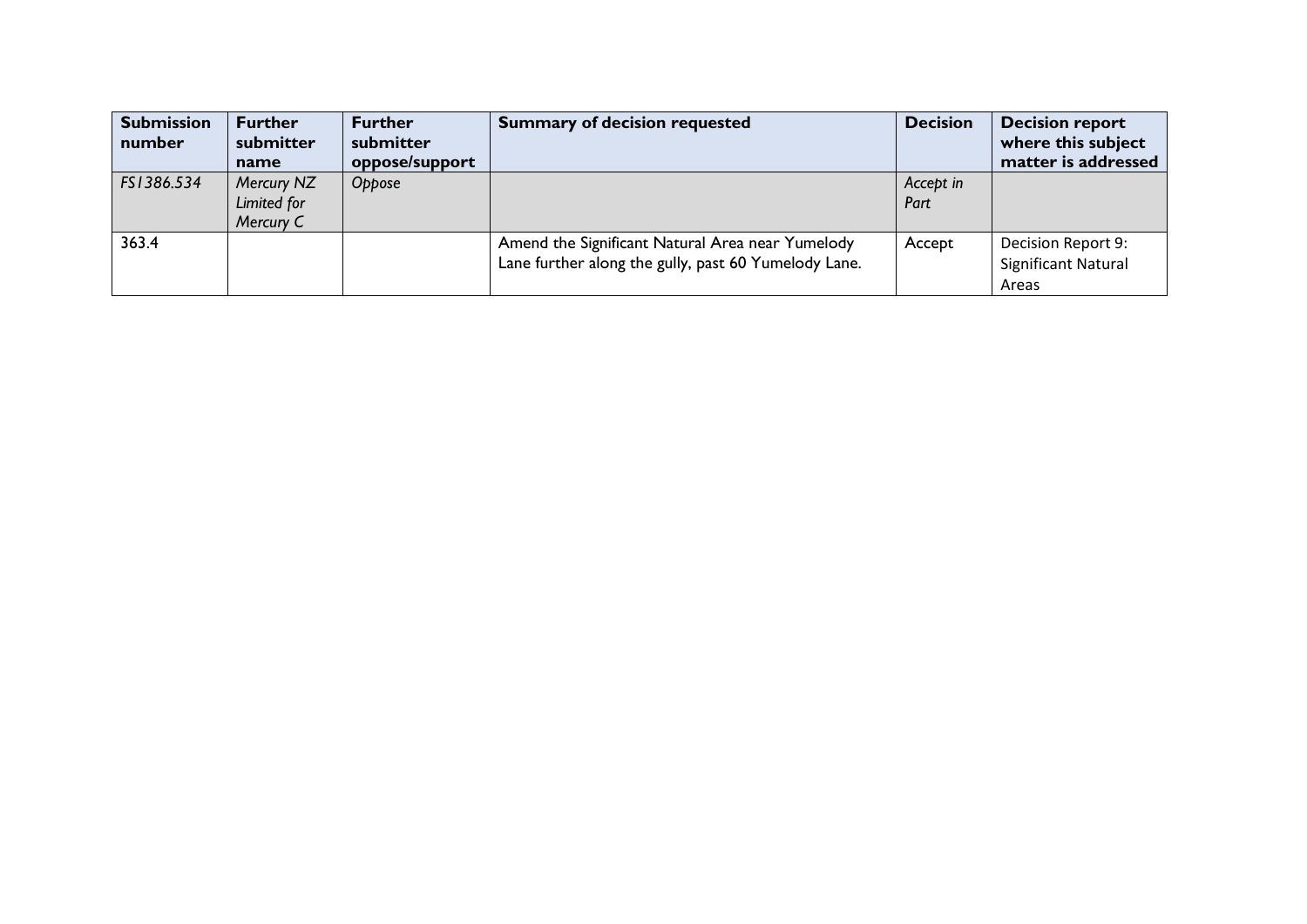| Submission number | Further submitter name | Further submitter oppose/support | Summary of decision requested | Decision | Decision report where this subject matter is addressed |
|---|---|---|---|---|---|
| *FS1386.534* | *Mercury NZ Limited for Mercury C* | *Oppose* | | *Accept in Part* | |
| 363.4 | | | Amend the Significant Natural Area near Yumelody Lane further along the gully, past 60 Yumelody Lane. | Accept | Decision Report 9: Significant Natural Areas |